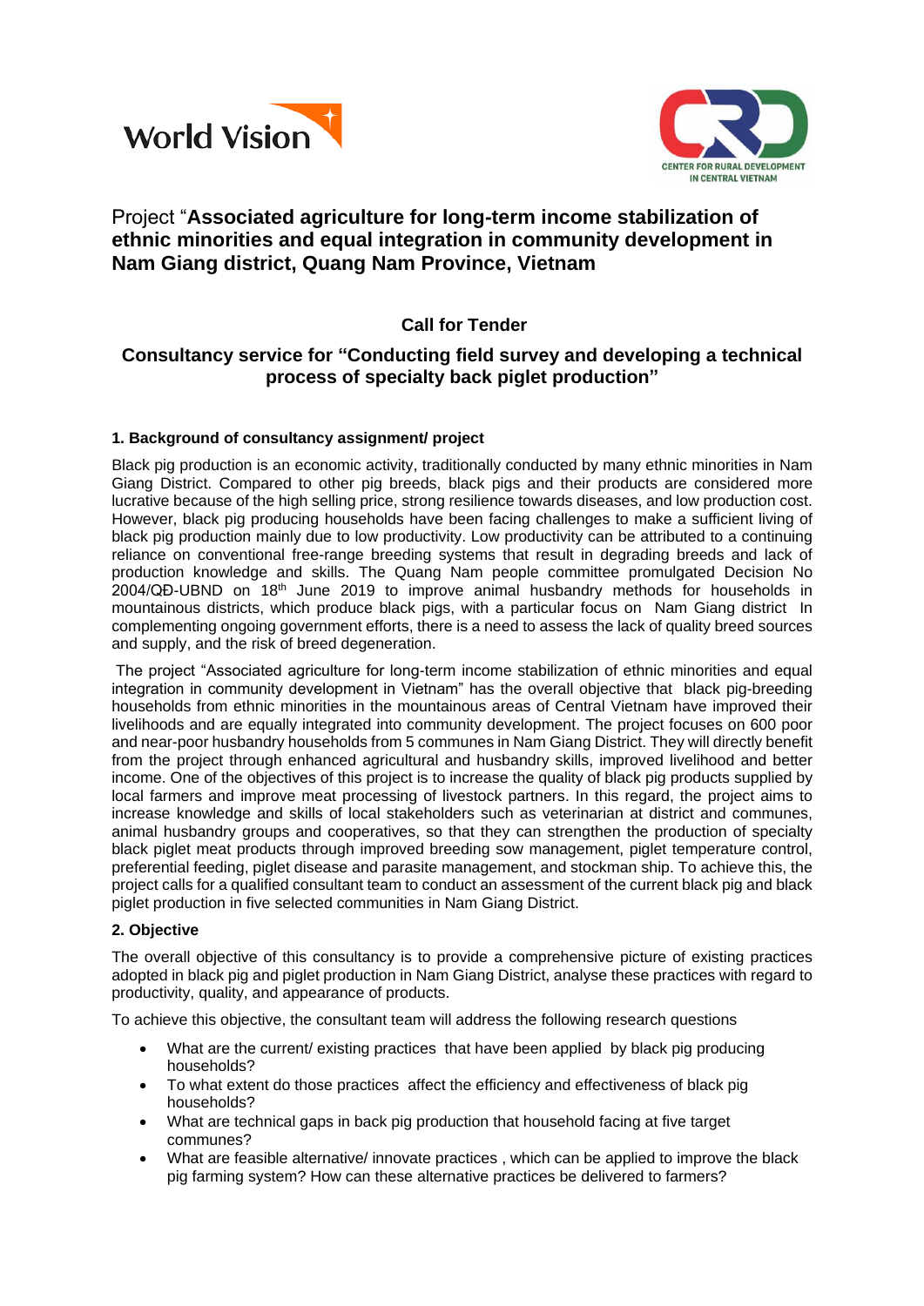World Vision

CENTER FOR RURAL DEVELOPMENT IN CENTRAL VIETNAM

# Project "**Associated agriculture for long-term income stabilization of ethnic minorities and equal integration in community development in Nam Giang district, Quang Nam Province, Vietnam**

## Call for Tender

## Consultancy service for "Conducting field survey and developing a technical process of specialty back piglet production"

### 1. Background of consultancy assignment/ project

Black pig production is an economic activity, traditionally conducted by many ethnic minorities in Nam Giang District. Compared to other pig breeds, black pigs and their products are considered more lucrative because of the high selling price, strong resilience towards diseases, and low production cost. However, black pig producing households have been facing challenges to make a sufficient living of black pig production mainly due to low productivity. Low productivity can be attributed to a continuing reliance on conventional free-range breeding systems that result in degrading breeds and lack of production knowledge and skills. The Quang Nam people committee promulgated Decision No 2004/QĐ-UBND on 18th June 2019 to improve animal husbandry methods for households in mountainous districts, which produce black pigs, with a particular focus on Nam Giang district In complementing ongoing government efforts, there is a need to assess the lack of quality breed sources and supply, and the risk of breed degeneration.

The project "Associated agriculture for long-term income stabilization of ethnic minorities and equal integration in community development in Vietnam" has the overall objective that black pig-breeding households from ethnic minorities in the mountainous areas of Central Vietnam have improved their livelihoods and are equally integrated into community development. The project focuses on 600 poor and near-poor husbandry households from 5 communes in Nam Giang District. They will directly benefit from the project through enhanced agricultural and husbandry skills, improved livelihood and better income. One of the objectives of this project is to increase the quality of black pig products supplied by local farmers and improve meat processing of livestock partners. In this regard, the project aims to increase knowledge and skills of local stakeholders such as veterinarian at district and communes, animal husbandry groups and cooperatives, so that they can strengthen the production of specialty black piglet meat products through improved breeding sow management, piglet temperature control, preferential feeding, piglet disease and parasite management, and stockman ship. To achieve this, the project calls for a qualified consultant team to conduct an assessment of the current black pig and black piglet production in five selected communities in Nam Giang District.

### 2. Objective

The overall objective of this consultancy is to provide a comprehensive picture of existing practices adopted in black pig and piglet production in Nam Giang District, analyse these practices with regard to productivity, quality, and appearance of products.

To achieve this objective, the consultant team will address the following research questions

- What are the current/ existing practices that have been applied by black pig producing households?
- To what extent do those practices affect the efficiency and effectiveness of black pig households?
- What are technical gaps in back pig production that household facing at five target communes?
- What are feasible alternative/ innovate practices , which can be applied to improve the black pig farming system? How can these alternative practices be delivered to farmers?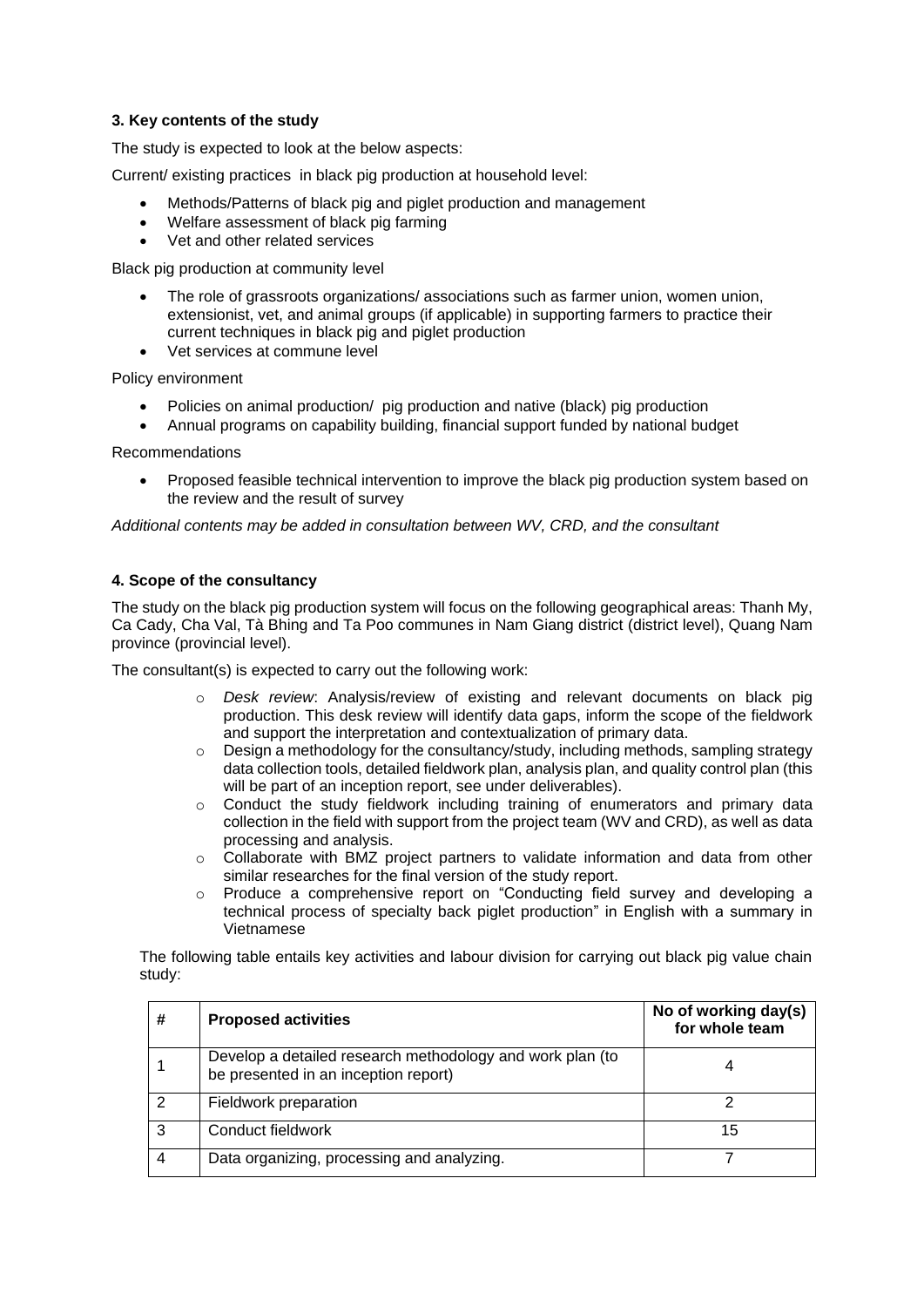### 3. Key contents of the study

The study is expected to look at the below aspects:

Current/ existing practices in black pig production at household level:

- Methods/Patterns of black pig and piglet production and management
- Welfare assessment of black pig farming
- Vet and other related services

Black pig production at community level

- The role of grassroots organizations/ associations such as farmer union, women union, extensionist, vet, and animal groups (if applicable) in supporting farmers to practice their current techniques in black pig and piglet production
- Vet services at commune level

Policy environment

- Policies on animal production/ pig production and native (black) pig production
- Annual programs on capability building, financial support funded by national budget

Recommendations

- Proposed feasible technical intervention to improve the black pig production system based on the review and the result of survey

*Additional contents may be added in consultation between WV, CRD, and the consultant*

### 4. Scope of the consultancy

The study on the black pig production system will focus on the following geographical areas: Thanh My, Ca Cady, Cha Val, Tà Bhing and Ta Poo communes in Nam Giang district (district level), Quang Nam province (provincial level).

The consultant(s) is expected to carry out the following work:

- *Desk review*: Analysis/review of existing and relevant documents on black pig production. This desk review will identify data gaps, inform the scope of the fieldwork and support the interpretation and contextualization of primary data.
- Design a methodology for the consultancy/study, including methods, sampling strategy data collection tools, detailed fieldwork plan, analysis plan, and quality control plan (this will be part of an inception report, see under deliverables).
- Conduct the study fieldwork including training of enumerators and primary data collection in the field with support from the project team (WV and CRD), as well as data processing and analysis.
- Collaborate with BMZ project partners to validate information and data from other similar researches for the final version of the study report.
- Produce a comprehensive report on "Conducting field survey and developing a technical process of specialty back piglet production" in English with a summary in Vietnamese

The following table entails key activities and labour division for carrying out black pig value chain study:

| # | Proposed activities | No of working day(s) for whole team |
|---|---|---|
| 1 | Develop a detailed research methodology and work plan (to be presented in an inception report) | 4 |
| 2 | Fieldwork preparation | 2 |
| 3 | Conduct fieldwork | 15 |
| 4 | Data organizing, processing and analyzing. | 7 |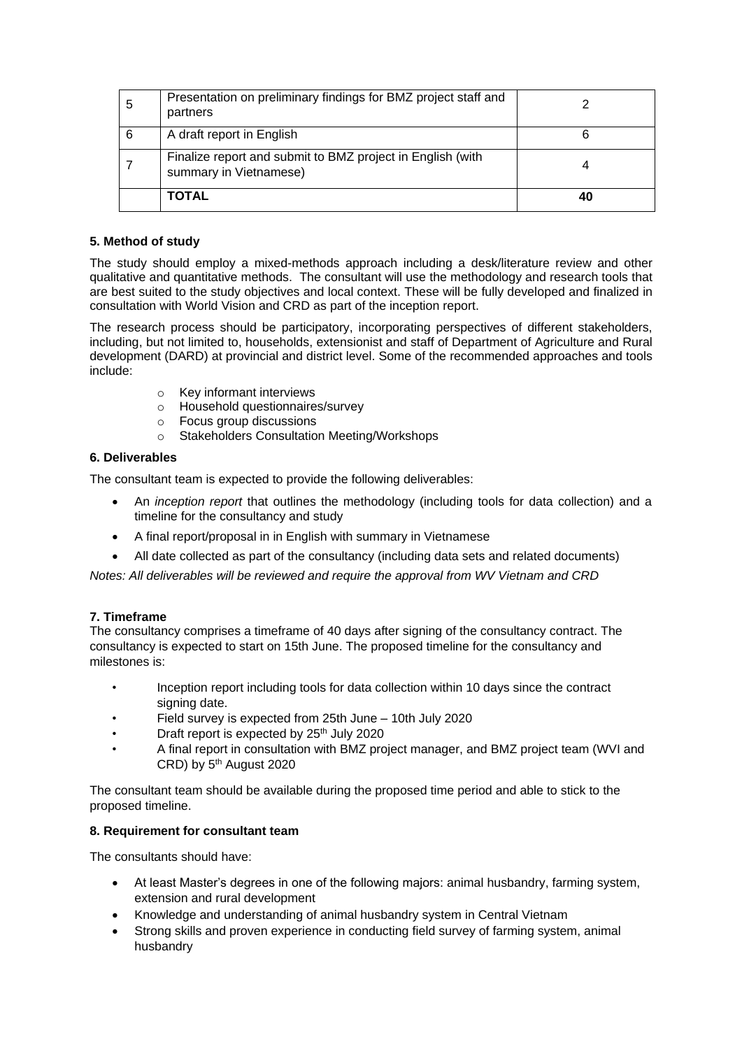| | | |
|---|---|---|
| 5 | Presentation on preliminary findings for BMZ project staff and partners | 2 |
| 6 | A draft report in English | 6 |
| 7 | Finalize report and submit to BMZ project in English (with summary in Vietnamese) | 4 |
| | **TOTAL** | **40** |

**5. Method of study**

The study should employ a mixed-methods approach including a desk/literature review and other qualitative and quantitative methods. The consultant will use the methodology and research tools that are best suited to the study objectives and local context. These will be fully developed and finalized in consultation with World Vision and CRD as part of the inception report.

The research process should be participatory, incorporating perspectives of different stakeholders, including, but not limited to, households, extensionist and staff of Department of Agriculture and Rural development (DARD) at provincial and district level. Some of the recommended approaches and tools include:

- Key informant interviews
- Household questionnaires/survey
- Focus group discussions
- Stakeholders Consultation Meeting/Workshops

**6. Deliverables**

The consultant team is expected to provide the following deliverables:

- An *inception report* that outlines the methodology (including tools for data collection) and a timeline for the consultancy and study
- A final report/proposal in in English with summary in Vietnamese
- All date collected as part of the consultancy (including data sets and related documents)

*Notes: All deliverables will be reviewed and require the approval from WV Vietnam and CRD*

**7. Timeframe**

The consultancy comprises a timeframe of 40 days after signing of the consultancy contract. The consultancy is expected to start on 15th June. The proposed timeline for the consultancy and milestones is:

- Inception report including tools for data collection within 10 days since the contract signing date.
- Field survey is expected from 25th June – 10th July 2020
- Draft report is expected by 25th July 2020
- A final report in consultation with BMZ project manager, and BMZ project team (WVI and CRD) by 5th August 2020

The consultant team should be available during the proposed time period and able to stick to the proposed timeline.

**8. Requirement for consultant team**

The consultants should have:

- At least Master's degrees in one of the following majors: animal husbandry, farming system, extension and rural development
- Knowledge and understanding of animal husbandry system in Central Vietnam
- Strong skills and proven experience in conducting field survey of farming system, animal husbandry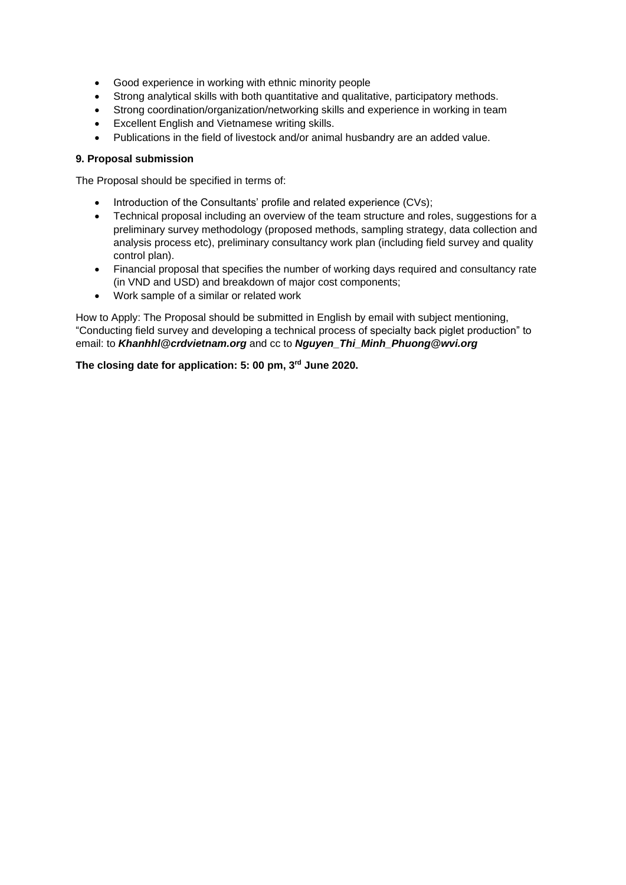- Good experience in working with ethnic minority people
- Strong analytical skills with both quantitative and qualitative, participatory methods.
- Strong coordination/organization/networking skills and experience in working in team
- Excellent English and Vietnamese writing skills.
- Publications in the field of livestock and/or animal husbandry are an added value.

**9. Proposal submission**

The Proposal should be specified in terms of:

- Introduction of the Consultants' profile and related experience (CVs);
- Technical proposal including an overview of the team structure and roles, suggestions for a preliminary survey methodology (proposed methods, sampling strategy, data collection and analysis process etc), preliminary consultancy work plan (including field survey and quality control plan).
- Financial proposal that specifies the number of working days required and consultancy rate (in VND and USD) and breakdown of major cost components;
- Work sample of a similar or related work

How to Apply: The Proposal should be submitted in English by email with subject mentioning, "Conducting field survey and developing a technical process of specialty back piglet production" to email: to ***Khanhhl@crdvietnam.org*** and cc to ***Nguyen_Thi_Minh_Phuong@wvi.org***

**The closing date for application: 5: 00 pm, 3rd June 2020.**